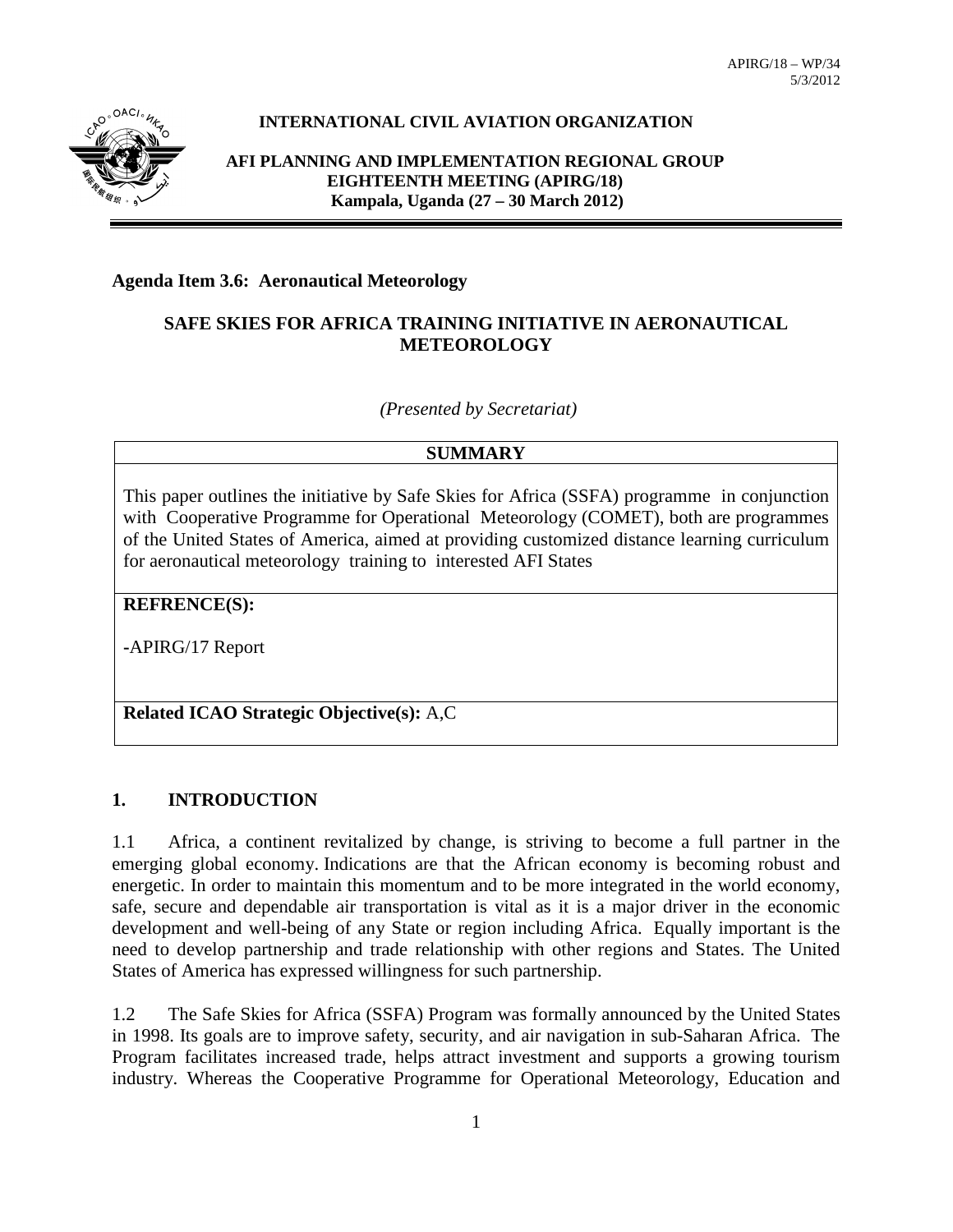APIRG/18 – WP/34
5/3/2012

**INTERNATIONAL CIVIL AVIATION ORGANIZATION**

**AFI PLANNING AND IMPLEMENTATION REGIONAL GROUP**
**EIGHTEENTH MEETING (APIRG/18)**
**Kampala, Uganda (27 – 30 March 2012)**

**Agenda Item 3.6: Aeronautical Meteorology**

## SAFE SKIES FOR AFRICA TRAINING INITIATIVE IN AERONAUTICAL METEOROLOGY

*(Presented by Secretariat)*

| **SUMMARY** |
|---|
| This paper outlines the initiative by Safe Skies for Africa (SSFA) programme in conjunction with Cooperative Programme for Operational Meteorology (COMET), both are programmes of the United States of America, aimed at providing customized distance learning curriculum for aeronautical meteorology training to interested AFI States |
| **REFRENCE(S):**<br><br>-APIRG/17 Report |
| **Related ICAO Strategic Objective(s):** A,C |

## 1. INTRODUCTION

1.1 Africa, a continent revitalized by change, is striving to become a full partner in the emerging global economy. Indications are that the African economy is becoming robust and energetic. In order to maintain this momentum and to be more integrated in the world economy, safe, secure and dependable air transportation is vital as it is a major driver in the economic development and well-being of any State or region including Africa. Equally important is the need to develop partnership and trade relationship with other regions and States. The United States of America has expressed willingness for such partnership.

1.2 The Safe Skies for Africa (SSFA) Program was formally announced by the United States in 1998. Its goals are to improve safety, security, and air navigation in sub-Saharan Africa. The Program facilitates increased trade, helps attract investment and supports a growing tourism industry. Whereas the Cooperative Programme for Operational Meteorology, Education and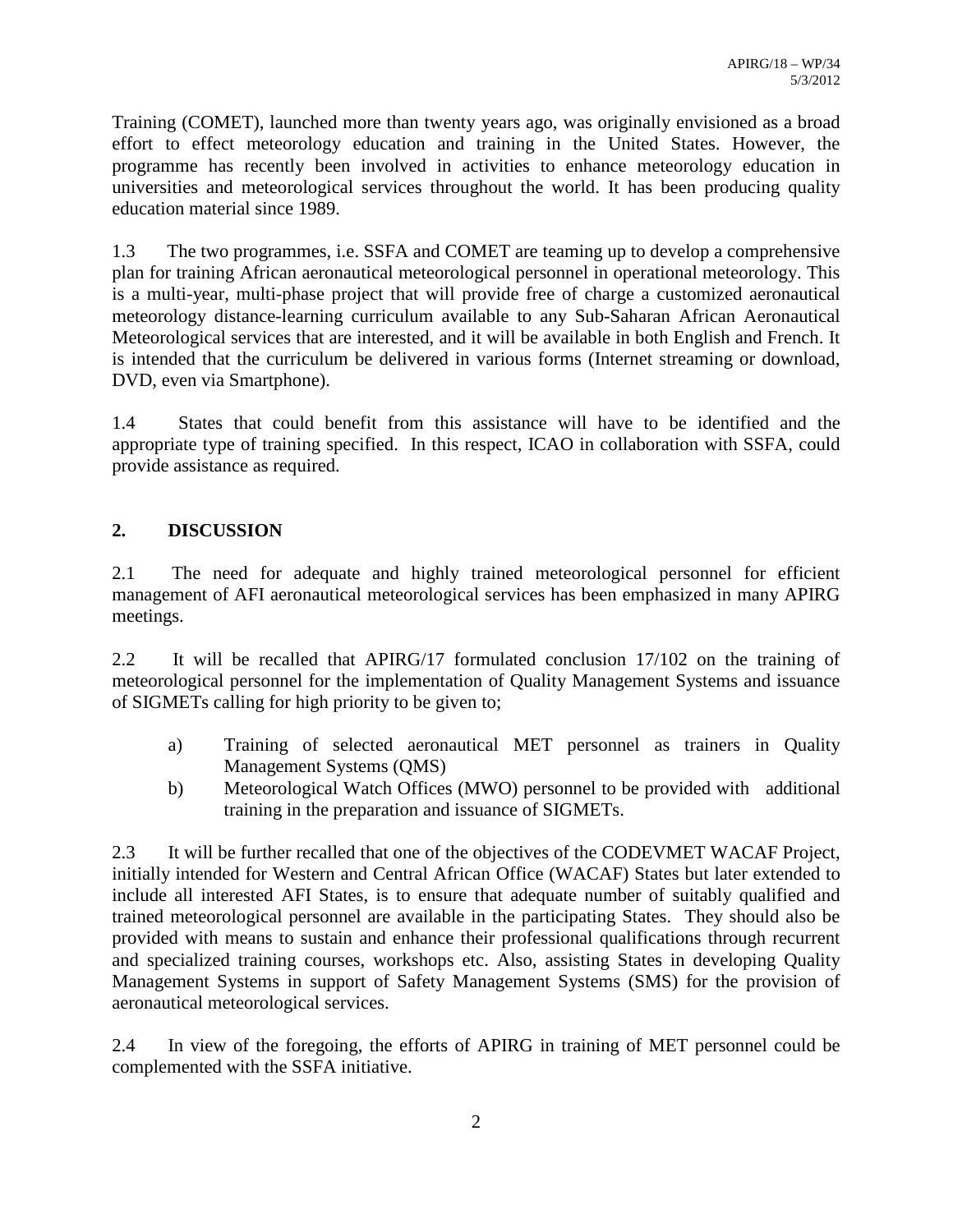Training (COMET), launched more than twenty years ago, was originally envisioned as a broad effort to effect meteorology education and training in the United States. However, the programme has recently been involved in activities to enhance meteorology education in universities and meteorological services throughout the world. It has been producing quality education material since 1989.

1.3 The two programmes, i.e. SSFA and COMET are teaming up to develop a comprehensive plan for training African aeronautical meteorological personnel in operational meteorology. This is a multi-year, multi-phase project that will provide free of charge a customized aeronautical meteorology distance-learning curriculum available to any Sub-Saharan African Aeronautical Meteorological services that are interested, and it will be available in both English and French. It is intended that the curriculum be delivered in various forms (Internet streaming or download, DVD, even via Smartphone).

1.4 States that could benefit from this assistance will have to be identified and the appropriate type of training specified. In this respect, ICAO in collaboration with SSFA, could provide assistance as required.

## 2. DISCUSSION

2.1 The need for adequate and highly trained meteorological personnel for efficient management of AFI aeronautical meteorological services has been emphasized in many APIRG meetings.

2.2 It will be recalled that APIRG/17 formulated conclusion 17/102 on the training of meteorological personnel for the implementation of Quality Management Systems and issuance of SIGMETs calling for high priority to be given to;

a) Training of selected aeronautical MET personnel as trainers in Quality Management Systems (QMS)

b) Meteorological Watch Offices (MWO) personnel to be provided with additional training in the preparation and issuance of SIGMETs.

2.3 It will be further recalled that one of the objectives of the CODEVMET WACAF Project, initially intended for Western and Central African Office (WACAF) States but later extended to include all interested AFI States, is to ensure that adequate number of suitably qualified and trained meteorological personnel are available in the participating States. They should also be provided with means to sustain and enhance their professional qualifications through recurrent and specialized training courses, workshops etc. Also, assisting States in developing Quality Management Systems in support of Safety Management Systems (SMS) for the provision of aeronautical meteorological services.

2.4 In view of the foregoing, the efforts of APIRG in training of MET personnel could be complemented with the SSFA initiative.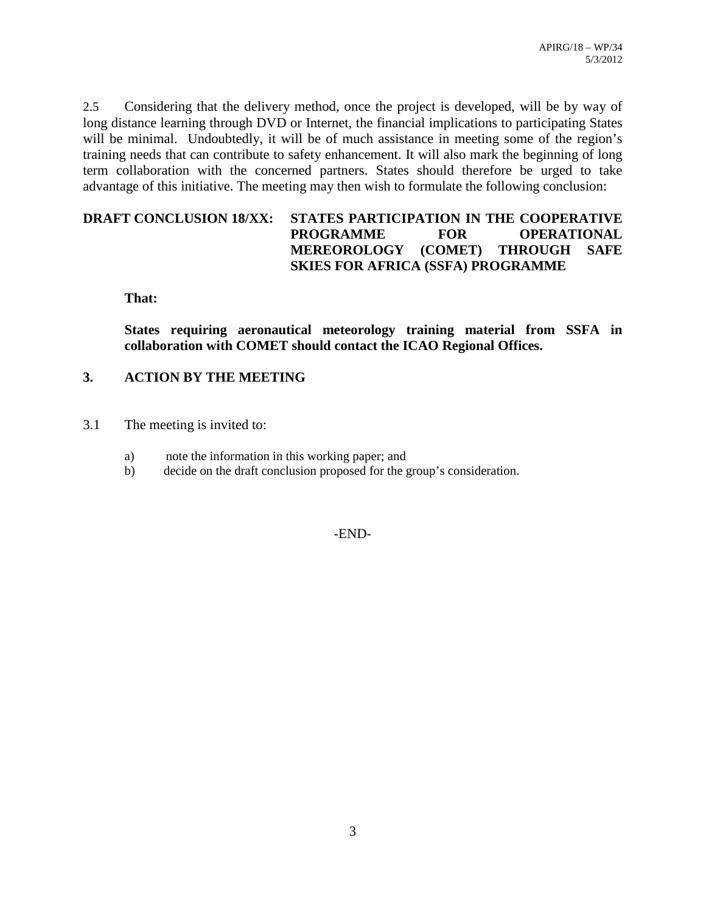2.5 Considering that the delivery method, once the project is developed, will be by way of long distance learning through DVD or Internet, the financial implications to participating States will be minimal. Undoubtedly, it will be of much assistance in meeting some of the region's training needs that can contribute to safety enhancement. It will also mark the beginning of long term collaboration with the concerned partners. States should therefore be urged to take advantage of this initiative. The meeting may then wish to formulate the following conclusion:

**DRAFT CONCLUSION 18/XX: STATES PARTICIPATION IN THE COOPERATIVE PROGRAMME FOR OPERATIONAL MEREOROLOGY (COMET) THROUGH SAFE SKIES FOR AFRICA (SSFA) PROGRAMME**

**That:**

**States requiring aeronautical meteorology training material from SSFA in collaboration with COMET should contact the ICAO Regional Offices.**

## 3. ACTION BY THE MEETING

3.1 The meeting is invited to:

a) note the information in this working paper; and
b) decide on the draft conclusion proposed for the group's consideration.

-END-